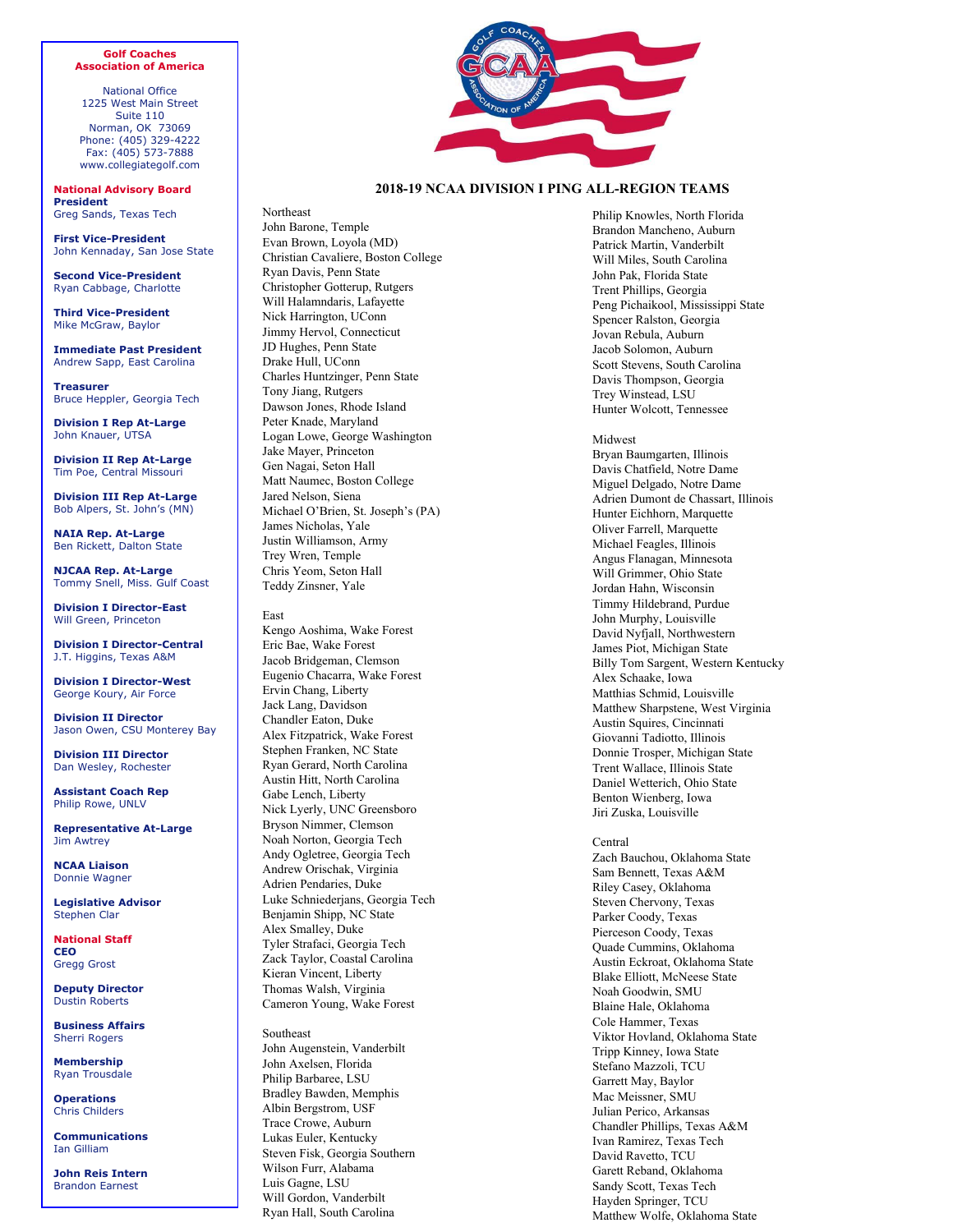**Golf Coaches Association of America**

National Office
1225 West Main Street
Suite 110
Norman, OK 73069
Phone: (405) 329-4222
Fax: (405) 573-7888
www.collegiategolf.com

**National Advisory Board**

**President**
Greg Sands, Texas Tech

**First Vice-President**
John Kennaday, San Jose State

**Second Vice-President**
Ryan Cabbage, Charlotte

**Third Vice-President**
Mike McGraw, Baylor

**Immediate Past President**
Andrew Sapp, East Carolina

**Treasurer**
Bruce Heppler, Georgia Tech

**Division I Rep At-Large**
John Knauer, UTSA

**Division II Rep At-Large**
Tim Poe, Central Missouri

**Division III Rep At-Large**
Bob Alpers, St. John's (MN)

**NAIA Rep. At-Large**
Ben Rickett, Dalton State

**NJCAA Rep. At-Large**
Tommy Snell, Miss. Gulf Coast

**Division I Director-East**
Will Green, Princeton

**Division I Director-Central**
J.T. Higgins, Texas A&M

**Division I Director-West**
George Koury, Air Force

**Division II Director**
Jason Owen, CSU Monterey Bay

**Division III Director**
Dan Wesley, Rochester

**Assistant Coach Rep**
Philip Rowe, UNLV

**Representative At-Large**
Jim Awtrey

**NCAA Liaison**
Donnie Wagner

**Legislative Advisor**
Stephen Clar

**National Staff**

**CEO**
Gregg Grost

**Deputy Director**
Dustin Roberts

**Business Affairs**
Sherri Rogers

**Membership**
Ryan Trousdale

**Operations**
Chris Childers

**Communications**
Ian Gilliam

**John Reis Intern**
Brandon Earnest

# 2018-19 NCAA DIVISION I PING ALL-REGION TEAMS

Northeast
John Barone, Temple
Evan Brown, Loyola (MD)
Christian Cavaliere, Boston College
Ryan Davis, Penn State
Christopher Gotterup, Rutgers
Will Halamndaris, Lafayette
Nick Harrington, UConn
Jimmy Hervol, Connecticut
JD Hughes, Penn State
Drake Hull, UConn
Charles Huntzinger, Penn State
Tony Jiang, Rutgers
Dawson Jones, Rhode Island
Peter Knade, Maryland
Logan Lowe, George Washington
Jake Mayer, Princeton
Gen Nagai, Seton Hall
Matt Naumec, Boston College
Jared Nelson, Siena
Michael O'Brien, St. Joseph's (PA)
James Nicholas, Yale
Justin Williamson, Army
Trey Wren, Temple
Chris Yeom, Seton Hall
Teddy Zinsner, Yale

East
Kengo Aoshima, Wake Forest
Eric Bae, Wake Forest
Jacob Bridgeman, Clemson
Eugenio Chacarra, Wake Forest
Ervin Chang, Liberty
Jack Lang, Davidson
Chandler Eaton, Duke
Alex Fitzpatrick, Wake Forest
Stephen Franken, NC State
Ryan Gerard, North Carolina
Austin Hitt, North Carolina
Gabe Lench, Liberty
Nick Lyerly, UNC Greensboro
Bryson Nimmer, Clemson
Noah Norton, Georgia Tech
Andy Ogletree, Georgia Tech
Andrew Orischak, Virginia
Adrien Pendaries, Duke
Luke Schniederjans, Georgia Tech
Benjamin Shipp, NC State
Alex Smalley, Duke
Tyler Strafaci, Georgia Tech
Zack Taylor, Coastal Carolina
Kieran Vincent, Liberty
Thomas Walsh, Virginia
Cameron Young, Wake Forest

Southeast
John Augenstein, Vanderbilt
John Axelsen, Florida
Philip Barbaree, LSU
Bradley Bawden, Memphis
Albin Bergstrom, USF
Trace Crowe, Auburn
Lukas Euler, Kentucky
Steven Fisk, Georgia Southern
Wilson Furr, Alabama
Luis Gagne, LSU
Will Gordon, Vanderbilt
Ryan Hall, South Carolina
Philip Knowles, North Florida
Brandon Mancheno, Auburn
Patrick Martin, Vanderbilt
Will Miles, South Carolina
John Pak, Florida State
Trent Phillips, Georgia
Peng Pichaikool, Mississippi State
Spencer Ralston, Georgia
Jovan Rebula, Auburn
Jacob Solomon, Auburn
Scott Stevens, South Carolina
Davis Thompson, Georgia
Trey Winstead, LSU
Hunter Wolcott, Tennessee

Midwest
Bryan Baumgarten, Illinois
Davis Chatfield, Notre Dame
Miguel Delgado, Notre Dame
Adrien Dumont de Chassart, Illinois
Hunter Eichhorn, Marquette
Oliver Farrell, Marquette
Michael Feagles, Illinois
Angus Flanagan, Minnesota
Will Grimmer, Ohio State
Jordan Hahn, Wisconsin
Timmy Hildebrand, Purdue
John Murphy, Louisville
David Nyfjall, Northwestern
James Piot, Michigan State
Billy Tom Sargent, Western Kentucky
Alex Schaake, Iowa
Matthias Schmid, Louisville
Matthew Sharpstene, West Virginia
Austin Squires, Cincinnati
Giovanni Tadiotto, Illinois
Donnie Trosper, Michigan State
Trent Wallace, Illinois State
Daniel Wetterich, Ohio State
Benton Wienberg, Iowa
Jiri Zuska, Louisville

Central
Zach Bauchou, Oklahoma State
Sam Bennett, Texas A&M
Riley Casey, Oklahoma
Steven Chervony, Texas
Parker Coody, Texas
Pierceson Coody, Texas
Quade Cummins, Oklahoma
Austin Eckroat, Oklahoma State
Blake Elliott, McNeese State
Noah Goodwin, SMU
Blaine Hale, Oklahoma
Cole Hammer, Texas
Viktor Hovland, Oklahoma State
Tripp Kinney, Iowa State
Stefano Mazzoli, TCU
Garrett May, Baylor
Mac Meissner, SMU
Julian Perico, Arkansas
Chandler Phillips, Texas A&M
Ivan Ramirez, Texas Tech
David Ravetto, TCU
Garett Reband, Oklahoma
Sandy Scott, Texas Tech
Hayden Springer, TCU
Matthew Wolfe, Oklahoma State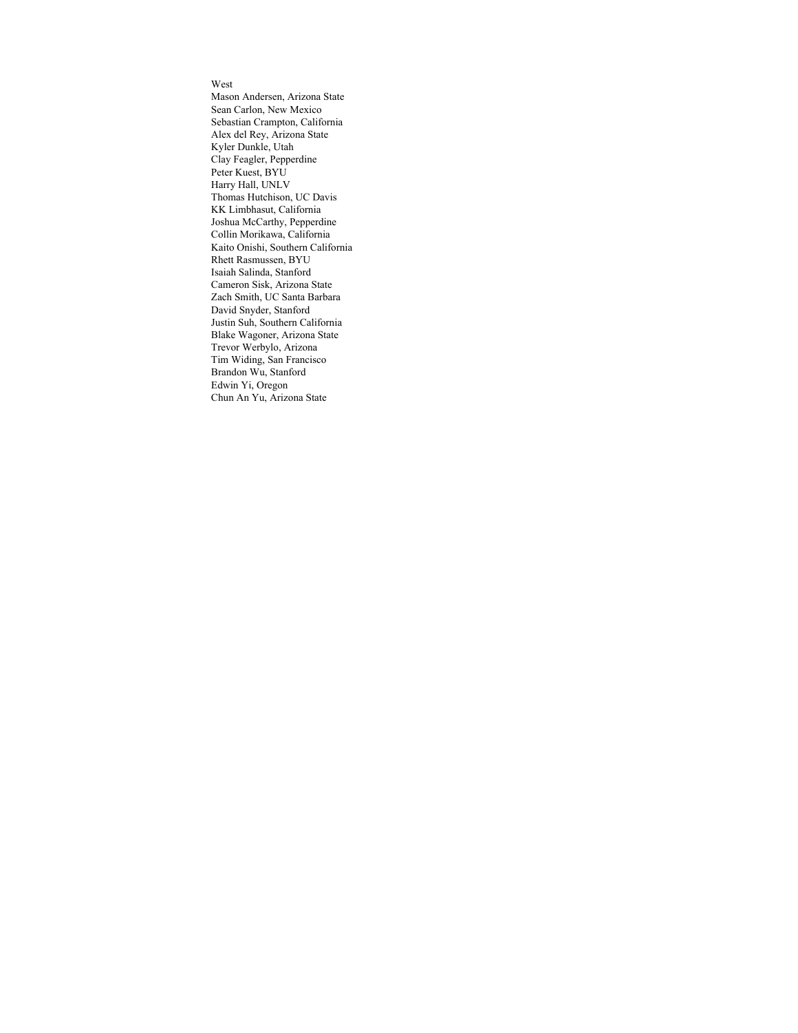West

Mason Andersen, Arizona State
Sean Carlon, New Mexico
Sebastian Crampton, California
Alex del Rey, Arizona State
Kyler Dunkle, Utah
Clay Feagler, Pepperdine
Peter Kuest, BYU
Harry Hall, UNLV
Thomas Hutchison, UC Davis
KK Limbhasut, California
Joshua McCarthy, Pepperdine
Collin Morikawa, California
Kaito Onishi, Southern California
Rhett Rasmussen, BYU
Isaiah Salinda, Stanford
Cameron Sisk, Arizona State
Zach Smith, UC Santa Barbara
David Snyder, Stanford
Justin Suh, Southern California
Blake Wagoner, Arizona State
Trevor Werbylo, Arizona
Tim Widing, San Francisco
Brandon Wu, Stanford
Edwin Yi, Oregon
Chun An Yu, Arizona State